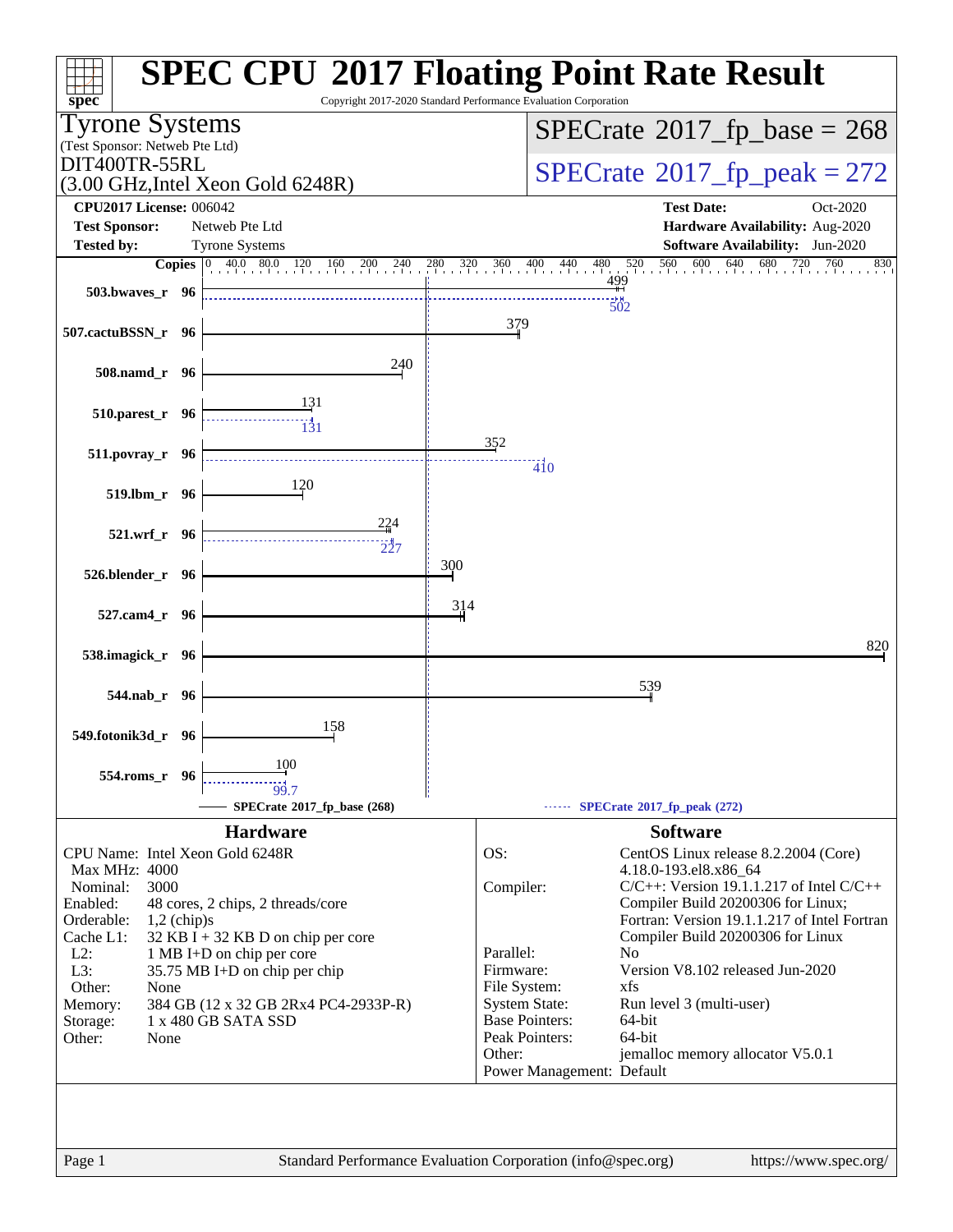# SPEC CPU 2017 Floating Point Rate Result

Copyright 2017-2020 Standard Performance Evaluation Corporation

**Tyrone Systems**
(Test Sponsor: Netweb Pte Ltd)
DIT400TR-55RL
(3.00 GHz,Intel Xeon Gold 6248R)

**SPECrate 2017_fp_base = 268**

**SPECrate 2017_fp_peak = 272**

| | | | |
|---|---|---|---|
| **CPU2017 License:** | 006042 | **Test Date:** | Oct-2020 |
| **Test Sponsor:** | Netweb Pte Ltd | **Hardware Availability:** | Aug-2020 |
| **Tested by:** | Tyrone Systems | **Software Availability:** | Jun-2020 |

| Benchmark | Copies | Base | Peak |
|---|---|---|---|
| 503.bwaves_r | 96 | 499 | 502 |
| 507.cactuBSSN_r | 96 | 379 | |
| 508.namd_r | 96 | 240 | |
| 510.parest_r | 96 | 131 | 131 |
| 511.povray_r | 96 | 352 | 410 |
| 519.lbm_r | 96 | 120 | |
| 521.wrf_r | 96 | 224 | 227 |
| 526.blender_r | 96 | 300 | |
| 527.cam4_r | 96 | 314 | |
| 538.imagick_r | 96 | 820 | |
| 544.nab_r | 96 | 539 | |
| 549.fotonik3d_r | 96 | 158 | |
| 554.roms_r | 96 | 100 | 99.7 |

SPECrate 2017_fp_base (268) — SPECrate 2017_fp_peak (272)

## Hardware

| | |
|---|---|
| CPU Name: | Intel Xeon Gold 6248R |
| Max MHz: | 4000 |
| Nominal: | 3000 |
| Enabled: | 48 cores, 2 chips, 2 threads/core |
| Orderable: | 1,2 (chip)s |
| Cache L1: | 32 KB I + 32 KB D on chip per core |
| L2: | 1 MB I+D on chip per core |
| L3: | 35.75 MB I+D on chip per chip |
| Other: | None |
| Memory: | 384 GB (12 x 32 GB 2Rx4 PC4-2933P-R) |
| Storage: | 1 x 480 GB SATA SSD |
| Other: | None |

## Software

| | |
|---|---|
| OS: | CentOS Linux release 8.2.2004 (Core) 4.18.0-193.el8.x86_64 |
| Compiler: | C/C++: Version 19.1.1.217 of Intel C/C++ Compiler Build 20200306 for Linux; Fortran: Version 19.1.1.217 of Intel Fortran Compiler Build 20200306 for Linux |
| Parallel: | No |
| Firmware: | Version V8.102 released Jun-2020 |
| File System: | xfs |
| System State: | Run level 3 (multi-user) |
| Base Pointers: | 64-bit |
| Peak Pointers: | 64-bit |
| Other: | jemalloc memory allocator V5.0.1 |
| Power Management: | Default |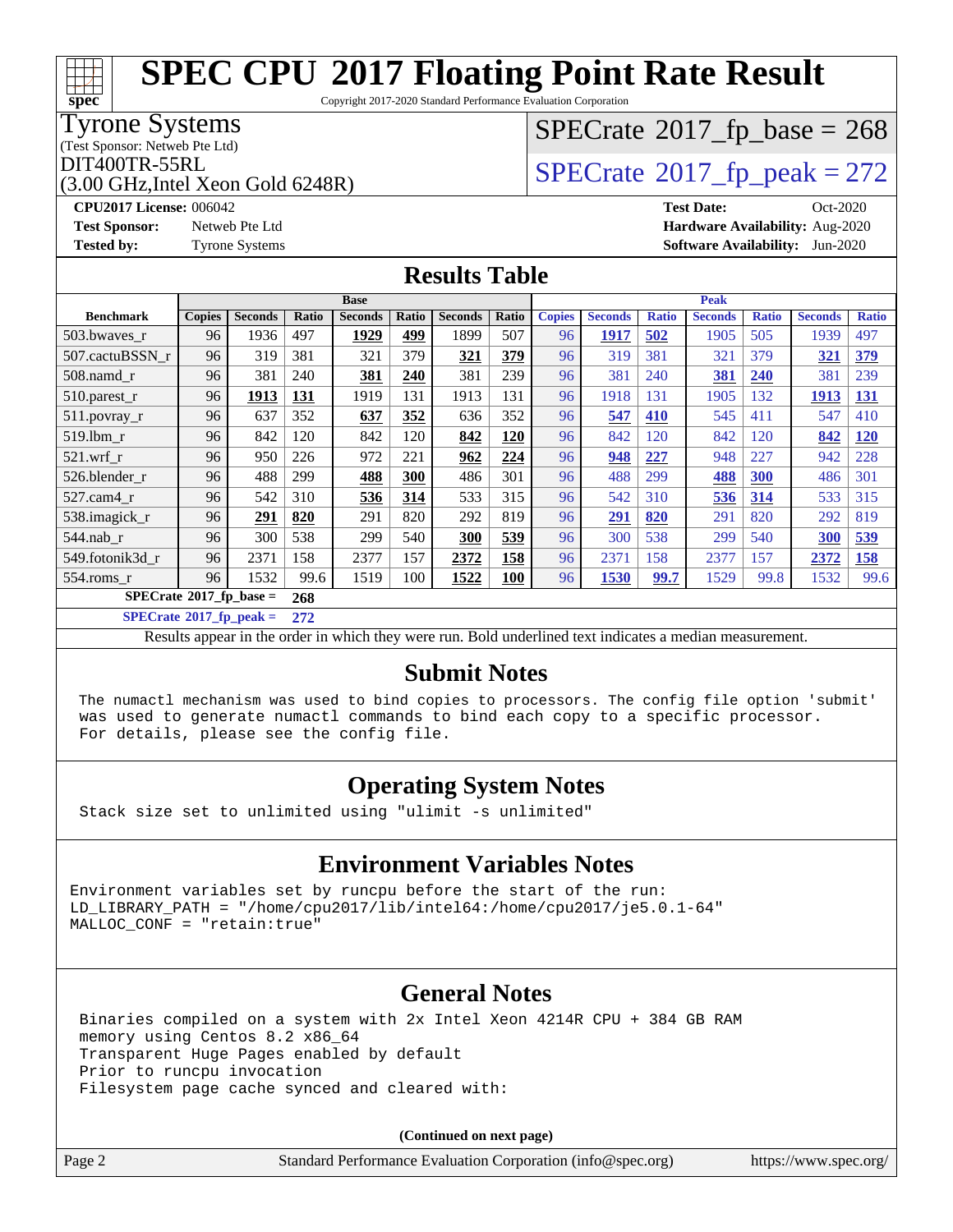# SPEC CPU 2017 Floating Point Rate Result

Copyright 2017-2020 Standard Performance Evaluation Corporation

**Tyrone Systems**
(Test Sponsor: Netweb Pte Ltd)
DIT400TR-55RL
(3.00 GHz,Intel Xeon Gold 6248R)

SPECrate 2017_fp_base = 268

SPECrate 2017_fp_peak = 272

**CPU2017 License:** 006042
**Test Sponsor:** Netweb Pte Ltd
**Tested by:** Tyrone Systems

**Test Date:** Oct-2020
**Hardware Availability:** Aug-2020
**Software Availability:** Jun-2020

## Results Table

| Benchmark | Base | | | | | | | Peak | | | | | | |
|---|---|---|---|---|---|---|---|---|---|---|---|---|---|---|
| | Copies | Seconds | Ratio | Seconds | Ratio | Seconds | Ratio | Copies | Seconds | Ratio | Seconds | Ratio | Seconds | Ratio |
| 503.bwaves_r | 96 | 1936 | 497 | **1929** | **499** | 1899 | 507 | 96 | **1917** | **502** | 1905 | 505 | 1939 | 497 |
| 507.cactuBSSN_r | 96 | 319 | 381 | 321 | 379 | **321** | **379** | 96 | 319 | 381 | 321 | 379 | **321** | **379** |
| 508.namd_r | 96 | 381 | 240 | **381** | **240** | 381 | 239 | 96 | 381 | 240 | **381** | **240** | 381 | 239 |
| 510.parest_r | 96 | **1913** | **131** | 1919 | 131 | 1913 | 131 | 96 | 1918 | 131 | 1905 | 132 | **1913** | **131** |
| 511.povray_r | 96 | 637 | 352 | **637** | **352** | 636 | 352 | 96 | **547** | **410** | 545 | 411 | 547 | 410 |
| 519.lbm_r | 96 | 842 | 120 | 842 | 120 | **842** | **120** | 96 | 842 | 120 | 842 | 120 | **842** | **120** |
| 521.wrf_r | 96 | 950 | 226 | 972 | 221 | **962** | **224** | 96 | **948** | **227** | 948 | 227 | 942 | 228 |
| 526.blender_r | 96 | 488 | 299 | **488** | **300** | 486 | 301 | 96 | 488 | 299 | **488** | **300** | 486 | 301 |
| 527.cam4_r | 96 | 542 | 310 | **536** | **314** | 533 | 315 | 96 | 542 | 310 | **536** | **314** | 533 | 315 |
| 538.imagick_r | 96 | **291** | **820** | 291 | 820 | 292 | 819 | 96 | **291** | **820** | 291 | 820 | 292 | 819 |
| 544.nab_r | 96 | 300 | 538 | 299 | 540 | **300** | **539** | 96 | 300 | 538 | 299 | 540 | **300** | **539** |
| 549.fotonik3d_r | 96 | 2371 | 158 | 2377 | 157 | **2372** | **158** | 96 | 2371 | 158 | 2377 | 157 | **2372** | **158** |
| 554.roms_r | 96 | 1532 | 99.6 | 1519 | 100 | **1522** | **100** | 96 | **1530** | **99.7** | 1529 | 99.8 | 1532 | 99.6 |

**SPECrate 2017_fp_base = 268**

**SPECrate 2017_fp_peak = 272**

Results appear in the order in which they were run. Bold underlined text indicates a median measurement.

## Submit Notes

```
The numactl mechanism was used to bind copies to processors. The config file option 'submit'
was used to generate numactl commands to bind each copy to a specific processor.
For details, please see the config file.
```

## Operating System Notes

```
Stack size set to unlimited using "ulimit -s unlimited"
```

## Environment Variables Notes

```
Environment variables set by runcpu before the start of the run:
LD_LIBRARY_PATH = "/home/cpu2017/lib/intel64:/home/cpu2017/je5.0.1-64"
MALLOC_CONF = "retain:true"
```

## General Notes

```
Binaries compiled on a system with 2x Intel Xeon 4214R CPU + 384 GB RAM
memory using Centos 8.2 x86_64
Transparent Huge Pages enabled by default
Prior to runcpu invocation
Filesystem page cache synced and cleared with:
```

**(Continued on next page)**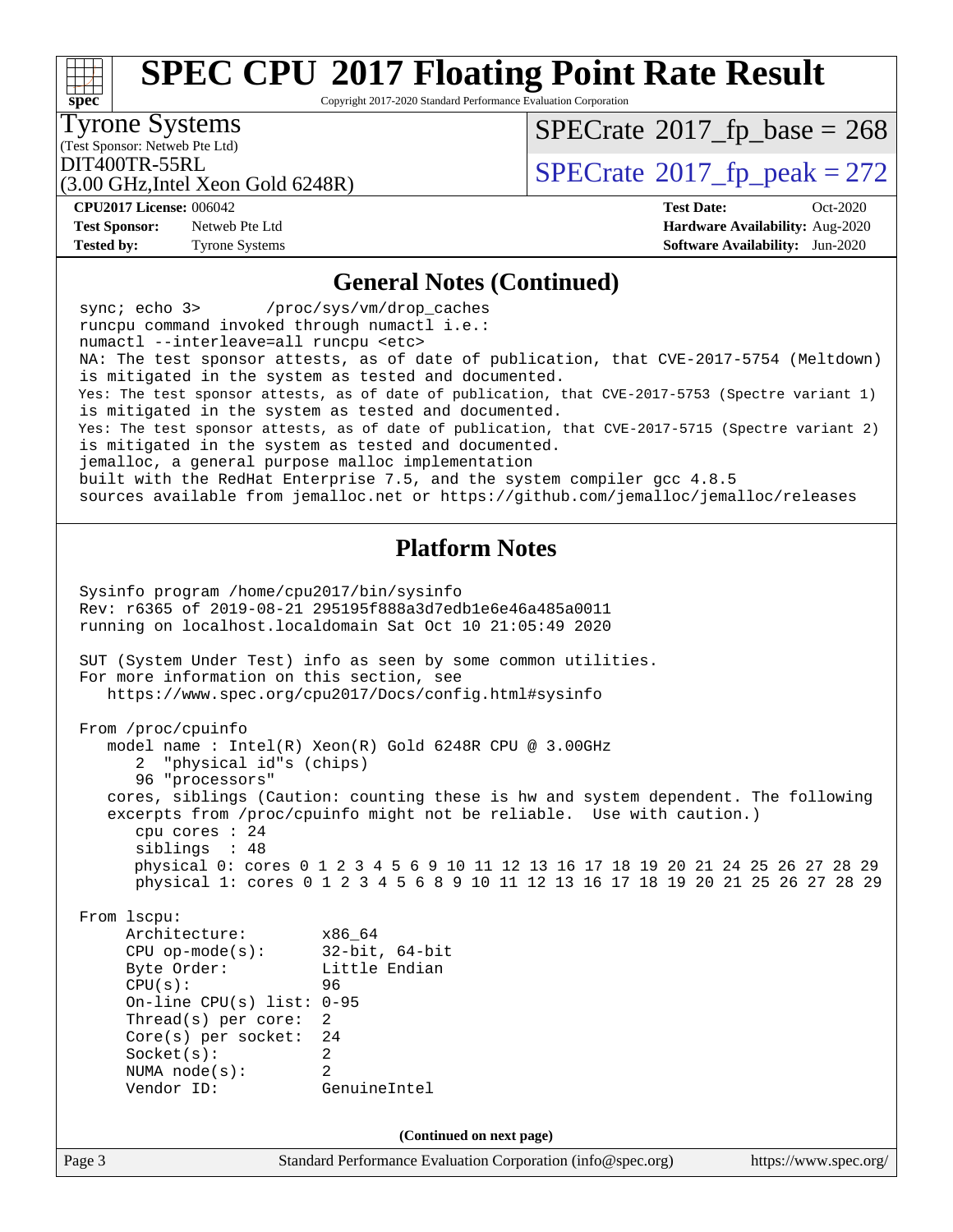# SPEC CPU 2017 Floating Point Rate Result

Copyright 2017-2020 Standard Performance Evaluation Corporation

**Tyrone Systems**
(Test Sponsor: Netweb Pte Ltd)
DIT400TR-55RL
(3.00 GHz,Intel Xeon Gold 6248R)

SPECrate 2017_fp_base = 268
SPECrate 2017_fp_peak = 272

| | | | |
|---|---|---|---|
| **CPU2017 License:** | 006042 | **Test Date:** | Oct-2020 |
| **Test Sponsor:** | Netweb Pte Ltd | **Hardware Availability:** | Aug-2020 |
| **Tested by:** | Tyrone Systems | **Software Availability:** | Jun-2020 |

## General Notes (Continued)

```
sync; echo 3>       /proc/sys/vm/drop_caches
runcpu command invoked through numactl i.e.:
numactl --interleave=all runcpu <etc>
NA: The test sponsor attests, as of date of publication, that CVE-2017-5754 (Meltdown)
is mitigated in the system as tested and documented.
Yes: The test sponsor attests, as of date of publication, that CVE-2017-5753 (Spectre variant 1)
is mitigated in the system as tested and documented.
Yes: The test sponsor attests, as of date of publication, that CVE-2017-5715 (Spectre variant 2)
is mitigated in the system as tested and documented.
jemalloc, a general purpose malloc implementation
built with the RedHat Enterprise 7.5, and the system compiler gcc 4.8.5
sources available from jemalloc.net or https://github.com/jemalloc/jemalloc/releases
```

## Platform Notes

```
Sysinfo program /home/cpu2017/bin/sysinfo
Rev: r6365 of 2019-08-21 295195f888a3d7edb1e6e46a485a0011
running on localhost.localdomain Sat Oct 10 21:05:49 2020

SUT (System Under Test) info as seen by some common utilities.
For more information on this section, see
   https://www.spec.org/cpu2017/Docs/config.html#sysinfo

From /proc/cpuinfo
   model name : Intel(R) Xeon(R) Gold 6248R CPU @ 3.00GHz
      2  "physical id"s (chips)
      96 "processors"
   cores, siblings (Caution: counting these is hw and system dependent. The following
   excerpts from /proc/cpuinfo might not be reliable.  Use with caution.)
      cpu cores : 24
      siblings  : 48
      physical 0: cores 0 1 2 3 4 5 6 9 10 11 12 13 16 17 18 19 20 21 24 25 26 27 28 29
      physical 1: cores 0 1 2 3 4 5 6 8 9 10 11 12 13 16 17 18 19 20 21 25 26 27 28 29

From lscpu:
     Architecture:        x86_64
     CPU op-mode(s):      32-bit, 64-bit
     Byte Order:          Little Endian
     CPU(s):              96
     On-line CPU(s) list: 0-95
     Thread(s) per core:  2
     Core(s) per socket:  24
     Socket(s):           2
     NUMA node(s):        2
     Vendor ID:           GenuineIntel
```

(Continued on next page)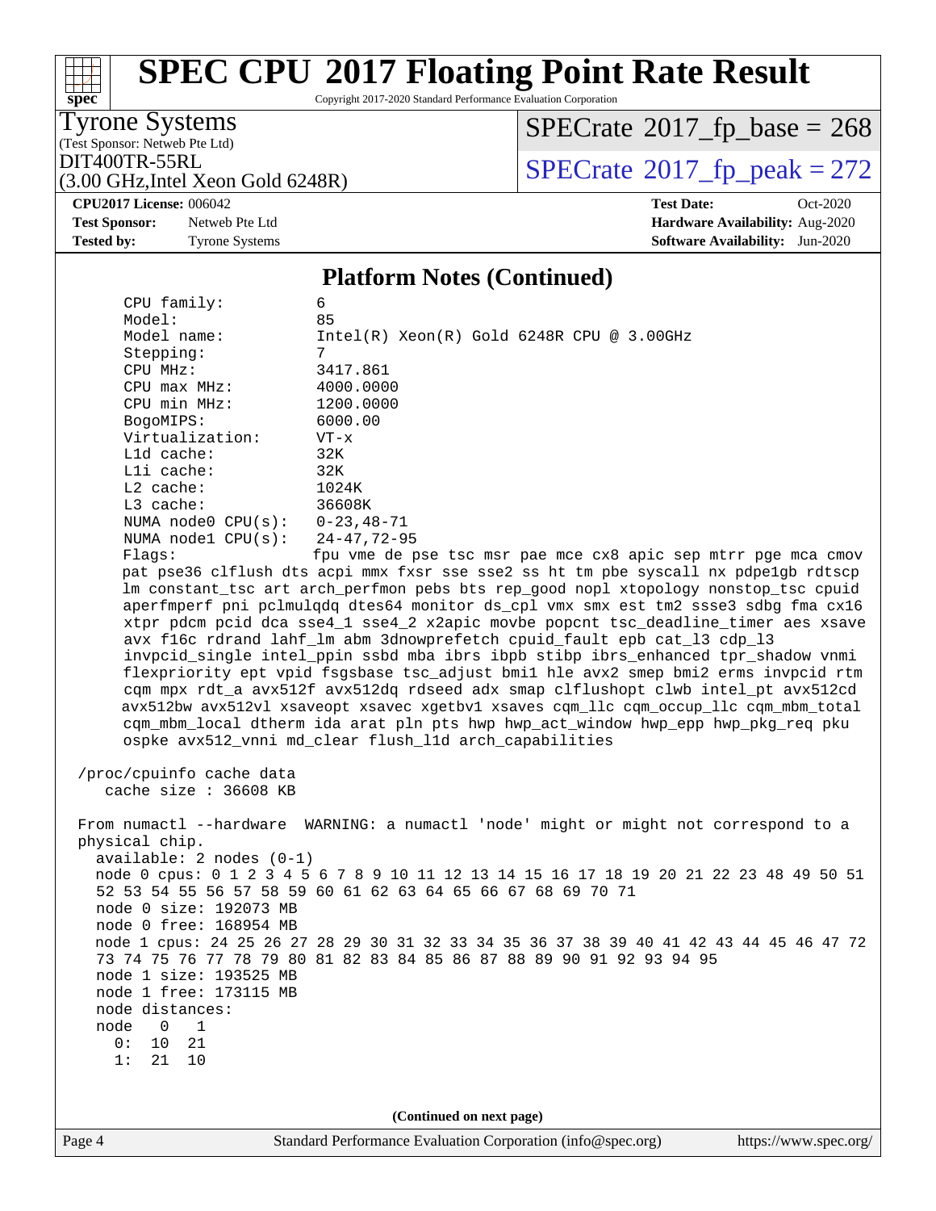# SPEC CPU 2017 Floating Point Rate Result

Copyright 2017-2020 Standard Performance Evaluation Corporation

**Tyrone Systems**
(Test Sponsor: Netweb Pte Ltd)
DIT400TR-55RL
(3.00 GHz,Intel Xeon Gold 6248R)

SPECrate 2017_fp_base = 268
SPECrate 2017_fp_peak = 272

**CPU2017 License:** 006042
**Test Sponsor:** Netweb Pte Ltd
**Tested by:** Tyrone Systems

**Test Date:** Oct-2020
**Hardware Availability:** Aug-2020
**Software Availability:** Jun-2020

## Platform Notes (Continued)

```
     CPU family:          6
     Model:               85
     Model name:          Intel(R) Xeon(R) Gold 6248R CPU @ 3.00GHz
     Stepping:            7
     CPU MHz:             3417.861
     CPU max MHz:         4000.0000
     CPU min MHz:         1200.0000
     BogoMIPS:            6000.00
     Virtualization:      VT-x
     L1d cache:           32K
     L1i cache:           32K
     L2 cache:            1024K
     L3 cache:            36608K
     NUMA node0 CPU(s):   0-23,48-71
     NUMA node1 CPU(s):   24-47,72-95
     Flags:               fpu vme de pse tsc msr pae mce cx8 apic sep mtrr pge mca cmov
     pat pse36 clflush dts acpi mmx fxsr sse sse2 ss ht tm pbe syscall nx pdpe1gb rdtscp
     lm constant_tsc art arch_perfmon pebs bts rep_good nopl xtopology nonstop_tsc cpuid
     aperfmperf pni pclmulqdq dtes64 monitor ds_cpl vmx smx est tm2 ssse3 sdbg fma cx16
     xtpr pdcm pcid dca sse4_1 sse4_2 x2apic movbe popcnt tsc_deadline_timer aes xsave
     avx f16c rdrand lahf_lm abm 3dnowprefetch cpuid_fault epb cat_l3 cdp_l3
     invpcid_single intel_ppin ssbd mba ibrs ibpb stibp ibrs_enhanced tpr_shadow vnmi
     flexpriority ept vpid fsgsbase tsc_adjust bmi1 hle avx2 smep bmi2 erms invpcid rtm
     cqm mpx rdt_a avx512f avx512dq rdseed adx smap clflushopt clwb intel_pt avx512cd
     avx512bw avx512vl xsaveopt xsavec xgetbv1 xsaves cqm_llc cqm_occup_llc cqm_mbm_total
     cqm_mbm_local dtherm ida arat pln pts hwp hwp_act_window hwp_epp hwp_pkg_req pku
     ospke avx512_vnni md_clear flush_l1d arch_capabilities

 /proc/cpuinfo cache data
    cache size : 36608 KB

 From numactl --hardware  WARNING: a numactl 'node' might or might not correspond to a
 physical chip.
   available: 2 nodes (0-1)
   node 0 cpus: 0 1 2 3 4 5 6 7 8 9 10 11 12 13 14 15 16 17 18 19 20 21 22 23 48 49 50 51
   52 53 54 55 56 57 58 59 60 61 62 63 64 65 66 67 68 69 70 71
   node 0 size: 192073 MB
   node 0 free: 168954 MB
   node 1 cpus: 24 25 26 27 28 29 30 31 32 33 34 35 36 37 38 39 40 41 42 43 44 45 46 47 72
   73 74 75 76 77 78 79 80 81 82 83 84 85 86 87 88 89 90 91 92 93 94 95
   node 1 size: 193525 MB
   node 1 free: 173115 MB
   node distances:
   node   0   1
     0:  10  21
     1:  21  10
```

(Continued on next page)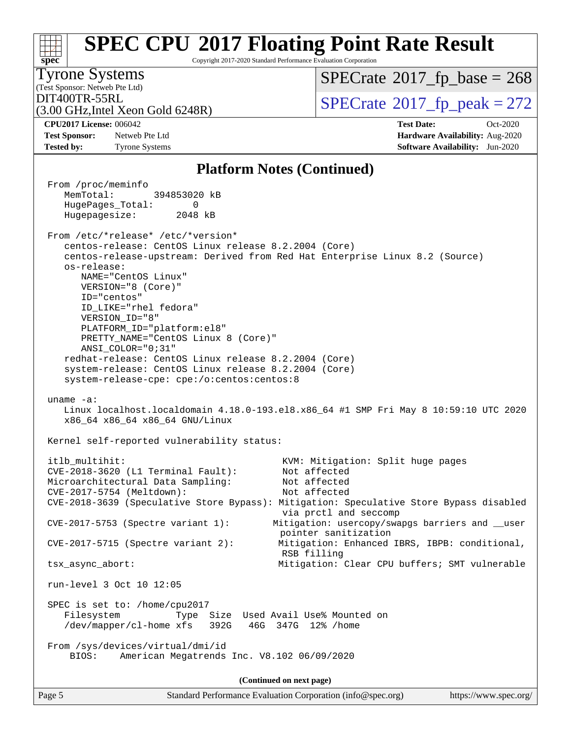# SPEC CPU 2017 Floating Point Rate Result

Copyright 2017-2020 Standard Performance Evaluation Corporation

**Tyrone Systems**
(Test Sponsor: Netweb Pte Ltd)
DIT400TR-55RL
(3.00 GHz,Intel Xeon Gold 6248R)

SPECrate 2017_fp_base = 268
SPECrate 2017_fp_peak = 272

**CPU2017 License:** 006042
**Test Sponsor:** Netweb Pte Ltd
**Tested by:** Tyrone Systems

**Test Date:** Oct-2020
**Hardware Availability:** Aug-2020
**Software Availability:** Jun-2020

## Platform Notes (Continued)

```
From /proc/meminfo
   MemTotal:       394853020 kB
   HugePages_Total:       0
   Hugepagesize:       2048 kB

From /etc/*release* /etc/*version*
   centos-release: CentOS Linux release 8.2.2004 (Core)
   centos-release-upstream: Derived from Red Hat Enterprise Linux 8.2 (Source)
   os-release:
      NAME="CentOS Linux"
      VERSION="8 (Core)"
      ID="centos"
      ID_LIKE="rhel fedora"
      VERSION_ID="8"
      PLATFORM_ID="platform:el8"
      PRETTY_NAME="CentOS Linux 8 (Core)"
      ANSI_COLOR="0;31"
   redhat-release: CentOS Linux release 8.2.2004 (Core)
   system-release: CentOS Linux release 8.2.2004 (Core)
   system-release-cpe: cpe:/o:centos:centos:8

uname -a:
   Linux localhost.localdomain 4.18.0-193.el8.x86_64 #1 SMP Fri May 8 10:59:10 UTC 2020
   x86_64 x86_64 x86_64 GNU/Linux

Kernel self-reported vulnerability status:

itlb_multihit:                                    KVM: Mitigation: Split huge pages
CVE-2018-3620 (L1 Terminal Fault):                Not affected
Microarchitectural Data Sampling:                 Not affected
CVE-2017-5754 (Meltdown):                         Not affected
CVE-2018-3639 (Speculative Store Bypass): Mitigation: Speculative Store Bypass disabled
                                                  via prctl and seccomp
CVE-2017-5753 (Spectre variant 1):              Mitigation: usercopy/swapgs barriers and __user
                                                  pointer sanitization
CVE-2017-5715 (Spectre variant 2):               Mitigation: Enhanced IBRS, IBPB: conditional,
                                                  RSB filling
tsx_async_abort:                                 Mitigation: Clear CPU buffers; SMT vulnerable

run-level 3 Oct 10 12:05

SPEC is set to: /home/cpu2017
   Filesystem          Type  Size  Used Avail Use% Mounted on
   /dev/mapper/cl-home xfs   392G   46G  347G  12% /home

From /sys/devices/virtual/dmi/id
    BIOS:    American Megatrends Inc. V8.102 06/09/2020
```

**(Continued on next page)**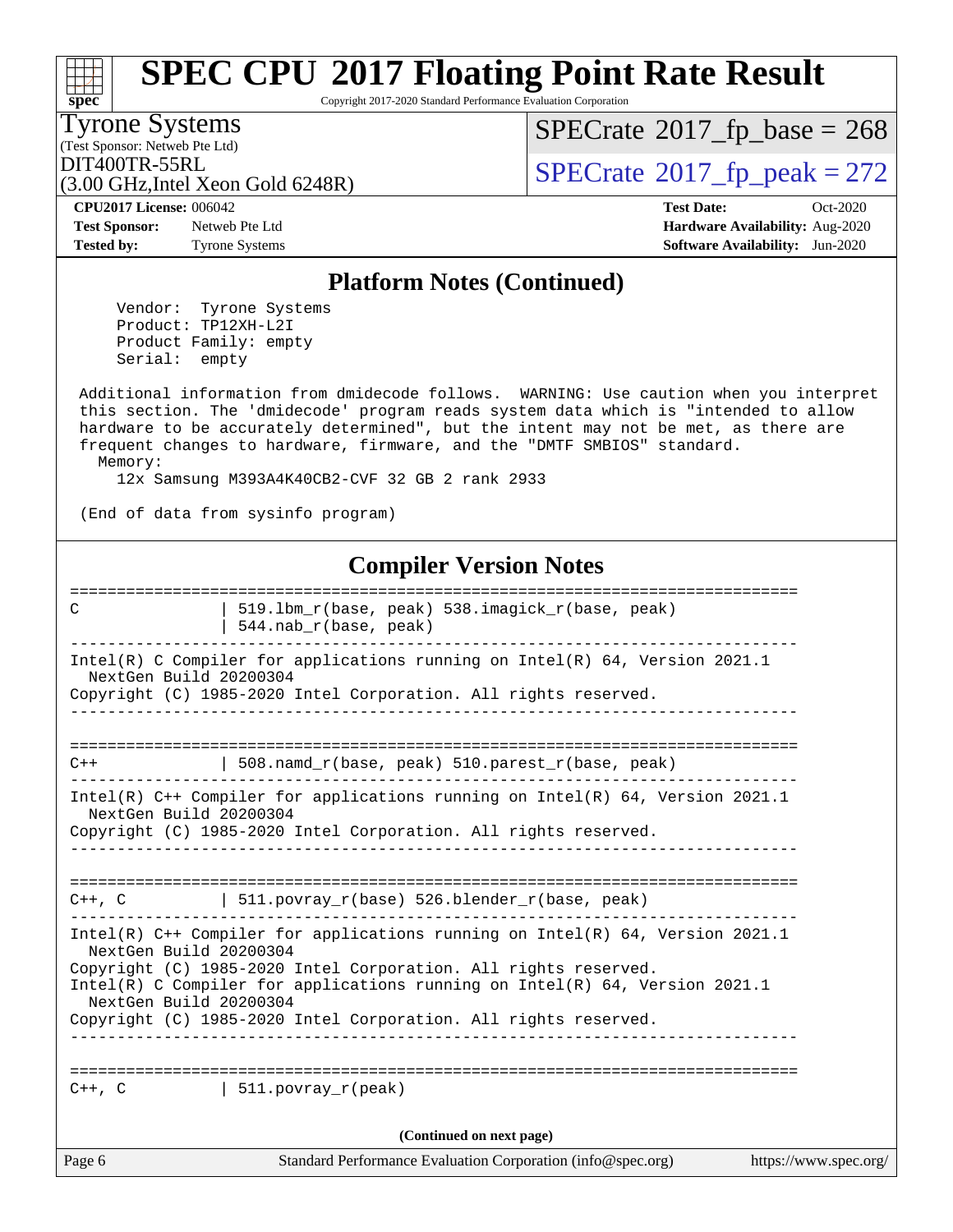## Platform Notes (Continued)

```
    Vendor:  Tyrone Systems
    Product: TP12XH-L2I
    Product Family: empty
    Serial:  empty

 Additional information from dmidecode follows.  WARNING: Use caution when you interpret
 this section. The 'dmidecode' program reads system data which is "intended to allow
 hardware to be accurately determined", but the intent may not be met, as there are
 frequent changes to hardware, firmware, and the "DMTF SMBIOS" standard.
   Memory:
    12x Samsung M393A4K40CB2-CVF 32 GB 2 rank 2933

 (End of data from sysinfo program)
```

## Compiler Version Notes

```
==============================================================================
C                | 519.lbm_r(base, peak) 538.imagick_r(base, peak)
                 | 544.nab_r(base, peak)
------------------------------------------------------------------------------
Intel(R) C Compiler for applications running on Intel(R) 64, Version 2021.1
  NextGen Build 20200304
Copyright (C) 1985-2020 Intel Corporation. All rights reserved.
------------------------------------------------------------------------------

==============================================================================
C++              | 508.namd_r(base, peak) 510.parest_r(base, peak)
------------------------------------------------------------------------------
Intel(R) C++ Compiler for applications running on Intel(R) 64, Version 2021.1
  NextGen Build 20200304
Copyright (C) 1985-2020 Intel Corporation. All rights reserved.
------------------------------------------------------------------------------

==============================================================================
C++, C           | 511.povray_r(base) 526.blender_r(base, peak)
------------------------------------------------------------------------------
Intel(R) C++ Compiler for applications running on Intel(R) 64, Version 2021.1
  NextGen Build 20200304
Copyright (C) 1985-2020 Intel Corporation. All rights reserved.
Intel(R) C Compiler for applications running on Intel(R) 64, Version 2021.1
  NextGen Build 20200304
Copyright (C) 1985-2020 Intel Corporation. All rights reserved.
------------------------------------------------------------------------------

==============================================================================
C++, C           | 511.povray_r(peak)
```

(Continued on next page)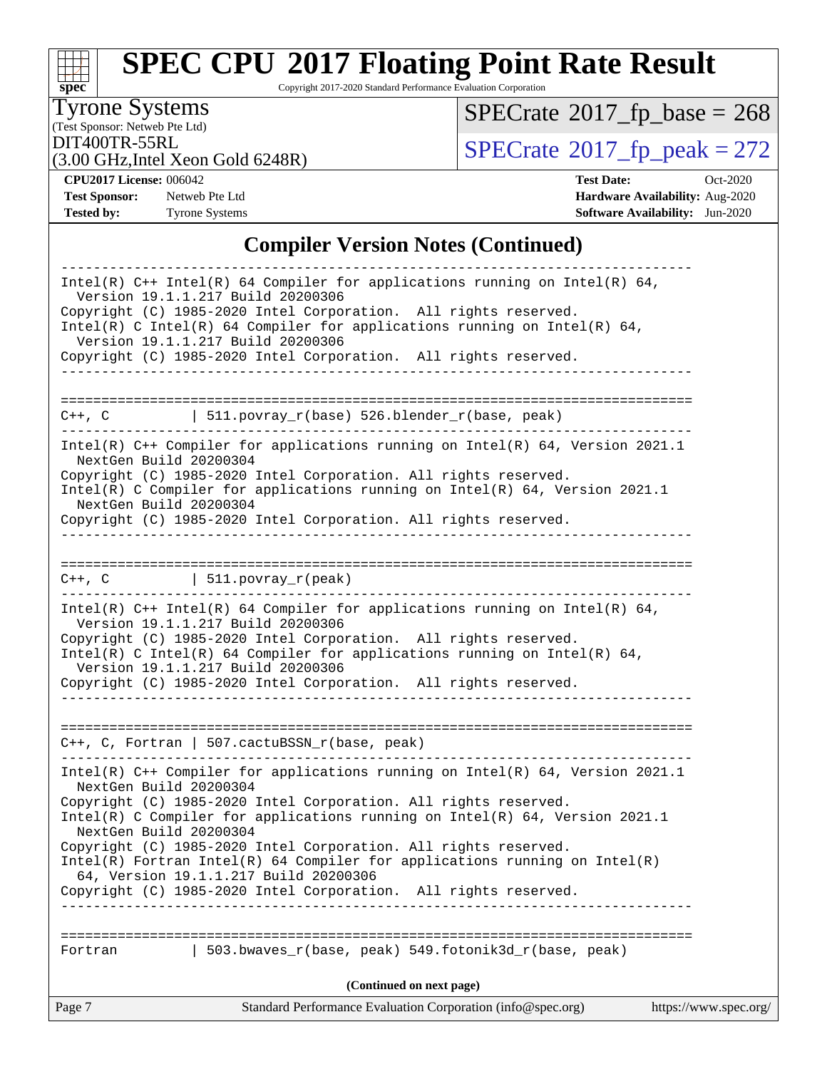# SPEC CPU 2017 Floating Point Rate Result

Copyright 2017-2020 Standard Performance Evaluation Corporation

**Tyrone Systems**
(Test Sponsor: Netweb Pte Ltd)
DIT400TR-55RL
(3.00 GHz,Intel Xeon Gold 6248R)

SPECrate 2017_fp_base = 268
SPECrate 2017_fp_peak = 272

**CPU2017 License:** 006042
**Test Sponsor:** Netweb Pte Ltd
**Tested by:** Tyrone Systems

**Test Date:** Oct-2020
**Hardware Availability:** Aug-2020
**Software Availability:** Jun-2020

## Compiler Version Notes (Continued)

```
------------------------------------------------------------------------------
Intel(R) C++ Intel(R) 64 Compiler for applications running on Intel(R) 64,
  Version 19.1.1.217 Build 20200306
Copyright (C) 1985-2020 Intel Corporation.  All rights reserved.
Intel(R) C Intel(R) 64 Compiler for applications running on Intel(R) 64,
  Version 19.1.1.217 Build 20200306
Copyright (C) 1985-2020 Intel Corporation.  All rights reserved.
------------------------------------------------------------------------------

==============================================================================
C++, C          | 511.povray_r(base) 526.blender_r(base, peak)
------------------------------------------------------------------------------
Intel(R) C++ Compiler for applications running on Intel(R) 64, Version 2021.1
  NextGen Build 20200304
Copyright (C) 1985-2020 Intel Corporation. All rights reserved.
Intel(R) C Compiler for applications running on Intel(R) 64, Version 2021.1
  NextGen Build 20200304
Copyright (C) 1985-2020 Intel Corporation. All rights reserved.
------------------------------------------------------------------------------

==============================================================================
C++, C          | 511.povray_r(peak)
------------------------------------------------------------------------------
Intel(R) C++ Intel(R) 64 Compiler for applications running on Intel(R) 64,
  Version 19.1.1.217 Build 20200306
Copyright (C) 1985-2020 Intel Corporation.  All rights reserved.
Intel(R) C Intel(R) 64 Compiler for applications running on Intel(R) 64,
  Version 19.1.1.217 Build 20200306
Copyright (C) 1985-2020 Intel Corporation.  All rights reserved.
------------------------------------------------------------------------------

==============================================================================
C++, C, Fortran | 507.cactuBSSN_r(base, peak)
------------------------------------------------------------------------------
Intel(R) C++ Compiler for applications running on Intel(R) 64, Version 2021.1
  NextGen Build 20200304
Copyright (C) 1985-2020 Intel Corporation. All rights reserved.
Intel(R) C Compiler for applications running on Intel(R) 64, Version 2021.1
  NextGen Build 20200304
Copyright (C) 1985-2020 Intel Corporation. All rights reserved.
Intel(R) Fortran Intel(R) 64 Compiler for applications running on Intel(R)
  64, Version 19.1.1.217 Build 20200306
Copyright (C) 1985-2020 Intel Corporation.  All rights reserved.
------------------------------------------------------------------------------

==============================================================================
Fortran         | 503.bwaves_r(base, peak) 549.fotonik3d_r(base, peak)
```

(Continued on next page)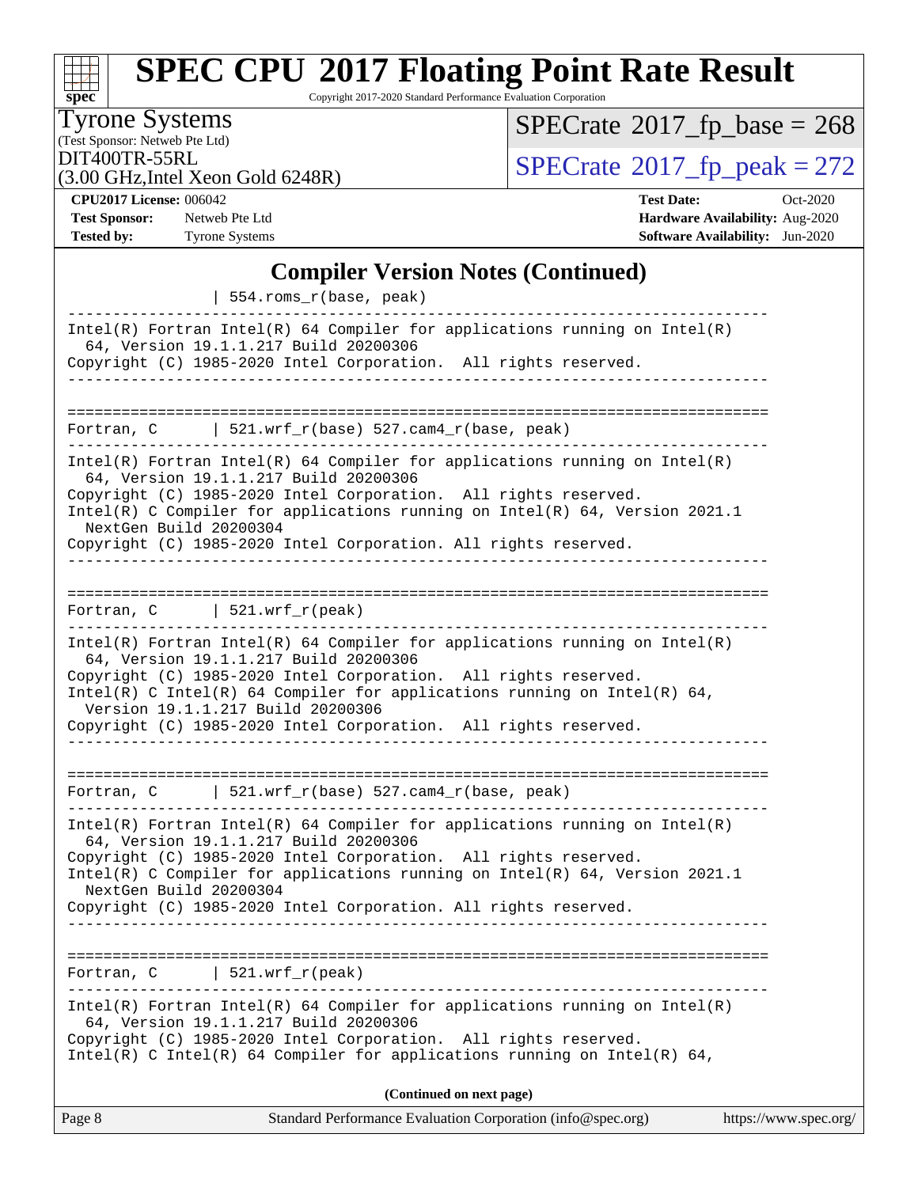## Compiler Version Notes (Continued)

```
                  | 554.roms_r(base, peak)
------------------------------------------------------------------------------
Intel(R) Fortran Intel(R) 64 Compiler for applications running on Intel(R)
  64, Version 19.1.1.217 Build 20200306
Copyright (C) 1985-2020 Intel Corporation.  All rights reserved.
------------------------------------------------------------------------------

==============================================================================
Fortran, C      | 521.wrf_r(base) 527.cam4_r(base, peak)
------------------------------------------------------------------------------
Intel(R) Fortran Intel(R) 64 Compiler for applications running on Intel(R)
  64, Version 19.1.1.217 Build 20200306
Copyright (C) 1985-2020 Intel Corporation.  All rights reserved.
Intel(R) C Compiler for applications running on Intel(R) 64, Version 2021.1
  NextGen Build 20200304
Copyright (C) 1985-2020 Intel Corporation. All rights reserved.
------------------------------------------------------------------------------

==============================================================================
Fortran, C      | 521.wrf_r(peak)
------------------------------------------------------------------------------
Intel(R) Fortran Intel(R) 64 Compiler for applications running on Intel(R)
  64, Version 19.1.1.217 Build 20200306
Copyright (C) 1985-2020 Intel Corporation.  All rights reserved.
Intel(R) C Intel(R) 64 Compiler for applications running on Intel(R) 64,
  Version 19.1.1.217 Build 20200306
Copyright (C) 1985-2020 Intel Corporation.  All rights reserved.
------------------------------------------------------------------------------

==============================================================================
Fortran, C      | 521.wrf_r(base) 527.cam4_r(base, peak)
------------------------------------------------------------------------------
Intel(R) Fortran Intel(R) 64 Compiler for applications running on Intel(R)
  64, Version 19.1.1.217 Build 20200306
Copyright (C) 1985-2020 Intel Corporation.  All rights reserved.
Intel(R) C Compiler for applications running on Intel(R) 64, Version 2021.1
  NextGen Build 20200304
Copyright (C) 1985-2020 Intel Corporation. All rights reserved.
------------------------------------------------------------------------------

==============================================================================
Fortran, C      | 521.wrf_r(peak)
------------------------------------------------------------------------------
Intel(R) Fortran Intel(R) 64 Compiler for applications running on Intel(R)
  64, Version 19.1.1.217 Build 20200306
Copyright (C) 1985-2020 Intel Corporation.  All rights reserved.
Intel(R) C Intel(R) 64 Compiler for applications running on Intel(R) 64,
```

**(Continued on next page)**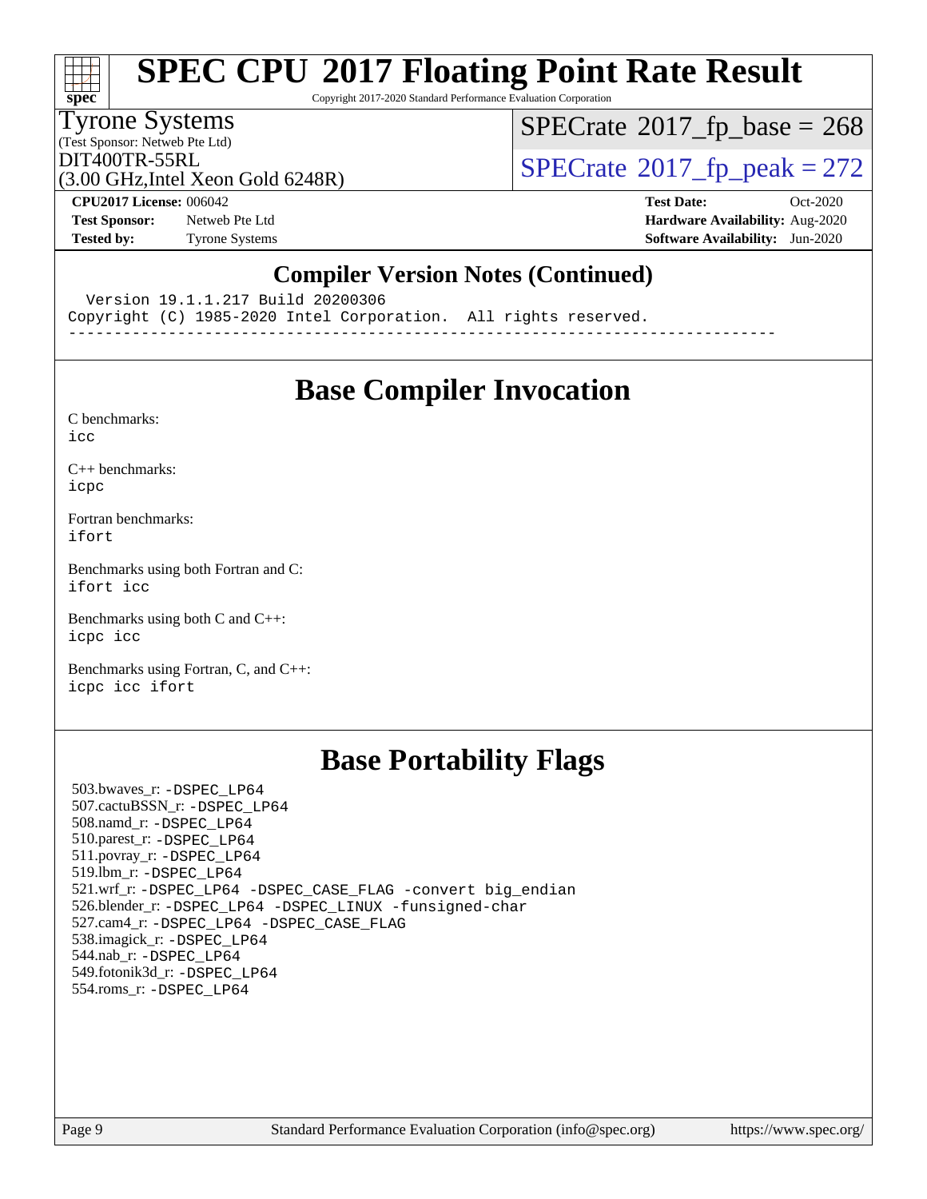# SPEC CPU 2017 Floating Point Rate Result

Copyright 2017-2020 Standard Performance Evaluation Corporation

Tyrone Systems
(Test Sponsor: Netweb Pte Ltd)
DIT400TR-55RL
(3.00 GHz,Intel Xeon Gold 6248R)

SPECrate 2017_fp_base = 268
SPECrate 2017_fp_peak = 272

**CPU2017 License:** 006042
**Test Sponsor:** Netweb Pte Ltd
**Tested by:** Tyrone Systems

**Test Date:** Oct-2020
**Hardware Availability:** Aug-2020
**Software Availability:** Jun-2020

## Compiler Version Notes (Continued)

```
  Version 19.1.1.217 Build 20200306
Copyright (C) 1985-2020 Intel Corporation.  All rights reserved.
------------------------------------------------------------------------------
```

## Base Compiler Invocation

C benchmarks:
`icc`

C++ benchmarks:
`icpc`

Fortran benchmarks:
`ifort`

Benchmarks using both Fortran and C:
`ifort icc`

Benchmarks using both C and C++:
`icpc icc`

Benchmarks using Fortran, C, and C++:
`icpc icc ifort`

## Base Portability Flags

503.bwaves_r: -DSPEC_LP64
507.cactuBSSN_r: -DSPEC_LP64
508.namd_r: -DSPEC_LP64
510.parest_r: -DSPEC_LP64
511.povray_r: -DSPEC_LP64
519.lbm_r: -DSPEC_LP64
521.wrf_r: -DSPEC_LP64 -DSPEC_CASE_FLAG -convert big_endian
526.blender_r: -DSPEC_LP64 -DSPEC_LINUX -funsigned-char
527.cam4_r: -DSPEC_LP64 -DSPEC_CASE_FLAG
538.imagick_r: -DSPEC_LP64
544.nab_r: -DSPEC_LP64
549.fotonik3d_r: -DSPEC_LP64
554.roms_r: -DSPEC_LP64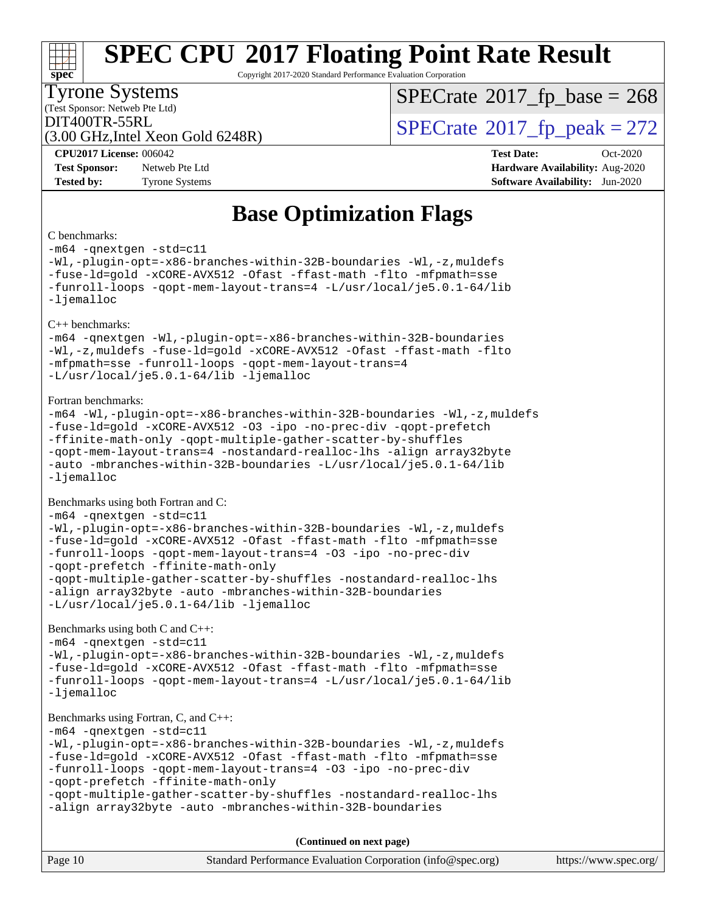# SPEC CPU 2017 Floating Point Rate Result

Copyright 2017-2020 Standard Performance Evaluation Corporation

**Tyrone Systems**
(Test Sponsor: Netweb Pte Ltd)
DIT400TR-55RL
(3.00 GHz,Intel Xeon Gold 6248R)

SPECrate 2017_fp_base = 268
SPECrate 2017_fp_peak = 272

| | | | |
|---|---|---|---|
| **CPU2017 License:** | 006042 | **Test Date:** | Oct-2020 |
| **Test Sponsor:** | Netweb Pte Ltd | **Hardware Availability:** | Aug-2020 |
| **Tested by:** | Tyrone Systems | **Software Availability:** | Jun-2020 |

## Base Optimization Flags

C benchmarks:

```
-m64 -qnextgen -std=c11
-Wl,-plugin-opt=-x86-branches-within-32B-boundaries -Wl,-z,muldefs
-fuse-ld=gold -xCORE-AVX512 -Ofast -ffast-math -flto -mfpmath=sse
-funroll-loops -qopt-mem-layout-trans=4 -L/usr/local/je5.0.1-64/lib
-ljemalloc
```

C++ benchmarks:

```
-m64 -qnextgen -Wl,-plugin-opt=-x86-branches-within-32B-boundaries
-Wl,-z,muldefs -fuse-ld=gold -xCORE-AVX512 -Ofast -ffast-math -flto
-mfpmath=sse -funroll-loops -qopt-mem-layout-trans=4
-L/usr/local/je5.0.1-64/lib -ljemalloc
```

Fortran benchmarks:

```
-m64 -Wl,-plugin-opt=-x86-branches-within-32B-boundaries -Wl,-z,muldefs
-fuse-ld=gold -xCORE-AVX512 -O3 -ipo -no-prec-div -qopt-prefetch
-ffinite-math-only -qopt-multiple-gather-scatter-by-shuffles
-qopt-mem-layout-trans=4 -nostandard-realloc-lhs -align array32byte
-auto -mbranches-within-32B-boundaries -L/usr/local/je5.0.1-64/lib
-ljemalloc
```

Benchmarks using both Fortran and C:

```
-m64 -qnextgen -std=c11
-Wl,-plugin-opt=-x86-branches-within-32B-boundaries -Wl,-z,muldefs
-fuse-ld=gold -xCORE-AVX512 -Ofast -ffast-math -flto -mfpmath=sse
-funroll-loops -qopt-mem-layout-trans=4 -O3 -ipo -no-prec-div
-qopt-prefetch -ffinite-math-only
-qopt-multiple-gather-scatter-by-shuffles -nostandard-realloc-lhs
-align array32byte -auto -mbranches-within-32B-boundaries
-L/usr/local/je5.0.1-64/lib -ljemalloc
```

Benchmarks using both C and C++:

```
-m64 -qnextgen -std=c11
-Wl,-plugin-opt=-x86-branches-within-32B-boundaries -Wl,-z,muldefs
-fuse-ld=gold -xCORE-AVX512 -Ofast -ffast-math -flto -mfpmath=sse
-funroll-loops -qopt-mem-layout-trans=4 -L/usr/local/je5.0.1-64/lib
-ljemalloc
```

Benchmarks using Fortran, C, and C++:

```
-m64 -qnextgen -std=c11
-Wl,-plugin-opt=-x86-branches-within-32B-boundaries -Wl,-z,muldefs
-fuse-ld=gold -xCORE-AVX512 -Ofast -ffast-math -flto -mfpmath=sse
-funroll-loops -qopt-mem-layout-trans=4 -O3 -ipo -no-prec-div
-qopt-prefetch -ffinite-math-only
-qopt-multiple-gather-scatter-by-shuffles -nostandard-realloc-lhs
-align array32byte -auto -mbranches-within-32B-boundaries
```

**(Continued on next page)**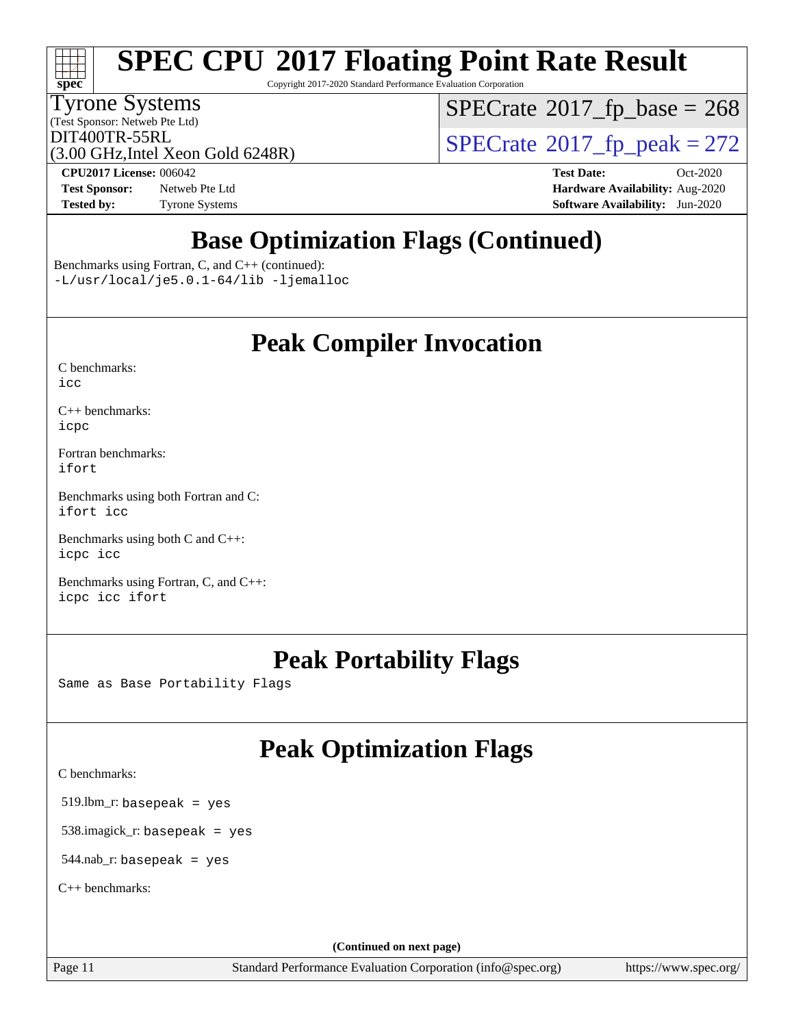# SPEC CPU 2017 Floating Point Rate Result

Copyright 2017-2020 Standard Performance Evaluation Corporation

Tyrone Systems
(Test Sponsor: Netweb Pte Ltd)
DIT400TR-55RL
(3.00 GHz,Intel Xeon Gold 6248R)

SPECrate 2017_fp_base = 268
SPECrate 2017_fp_peak = 272

**CPU2017 License:** 006042
**Test Sponsor:** Netweb Pte Ltd
**Tested by:** Tyrone Systems

**Test Date:** Oct-2020
**Hardware Availability:** Aug-2020
**Software Availability:** Jun-2020

## Base Optimization Flags (Continued)

Benchmarks using Fortran, C, and C++ (continued):
`-L/usr/local/je5.0.1-64/lib -ljemalloc`

## Peak Compiler Invocation

C benchmarks:
`icc`

C++ benchmarks:
`icpc`

Fortran benchmarks:
`ifort`

Benchmarks using both Fortran and C:
`ifort icc`

Benchmarks using both C and C++:
`icpc icc`

Benchmarks using Fortran, C, and C++:
`icpc icc ifort`

## Peak Portability Flags

Same as Base Portability Flags

## Peak Optimization Flags

C benchmarks:

519.lbm_r: `basepeak = yes`

538.imagick_r: `basepeak = yes`

544.nab_r: `basepeak = yes`

C++ benchmarks:

(Continued on next page)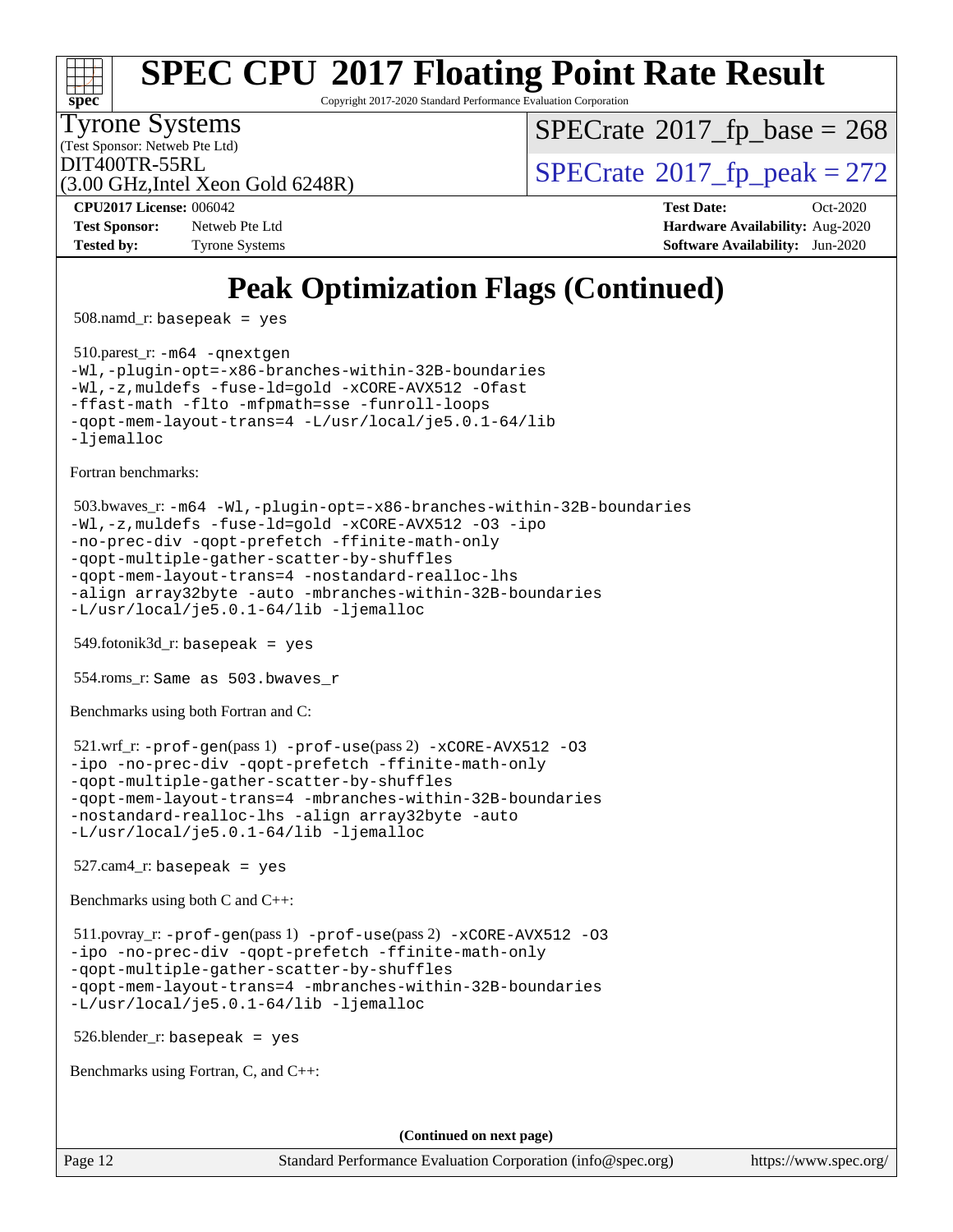# SPEC CPU 2017 Floating Point Rate Result

Copyright 2017-2020 Standard Performance Evaluation Corporation

Tyrone Systems
(Test Sponsor: Netweb Pte Ltd)
DIT400TR-55RL
(3.00 GHz,Intel Xeon Gold 6248R)

SPECrate 2017_fp_base = 268
SPECrate 2017_fp_peak = 272

**CPU2017 License:** 006042
**Test Sponsor:** Netweb Pte Ltd
**Tested by:** Tyrone Systems

**Test Date:** Oct-2020
**Hardware Availability:** Aug-2020
**Software Availability:** Jun-2020

## Peak Optimization Flags (Continued)

508.namd_r: `basepeak = yes`

510.parest_r: `-m64 -qnextgen -Wl,-plugin-opt=-x86-branches-within-32B-boundaries -Wl,-z,muldefs -fuse-ld=gold -xCORE-AVX512 -Ofast -ffast-math -flto -mfpmath=sse -funroll-loops -qopt-mem-layout-trans=4 -L/usr/local/je5.0.1-64/lib -ljemalloc`

Fortran benchmarks:

503.bwaves_r: `-m64 -Wl,-plugin-opt=-x86-branches-within-32B-boundaries -Wl,-z,muldefs -fuse-ld=gold -xCORE-AVX512 -O3 -ipo -no-prec-div -qopt-prefetch -ffinite-math-only -qopt-multiple-gather-scatter-by-shuffles -qopt-mem-layout-trans=4 -nostandard-realloc-lhs -align array32byte -auto -mbranches-within-32B-boundaries -L/usr/local/je5.0.1-64/lib -ljemalloc`

549.fotonik3d_r: `basepeak = yes`

554.roms_r: `Same as 503.bwaves_r`

Benchmarks using both Fortran and C:

521.wrf_r: `-prof-gen`(pass 1) `-prof-use`(pass 2) `-xCORE-AVX512 -O3 -ipo -no-prec-div -qopt-prefetch -ffinite-math-only -qopt-multiple-gather-scatter-by-shuffles -qopt-mem-layout-trans=4 -mbranches-within-32B-boundaries -nostandard-realloc-lhs -align array32byte -auto -L/usr/local/je5.0.1-64/lib -ljemalloc`

527.cam4_r: `basepeak = yes`

Benchmarks using both C and C++:

511.povray_r: `-prof-gen`(pass 1) `-prof-use`(pass 2) `-xCORE-AVX512 -O3 -ipo -no-prec-div -qopt-prefetch -ffinite-math-only -qopt-multiple-gather-scatter-by-shuffles -qopt-mem-layout-trans=4 -mbranches-within-32B-boundaries -L/usr/local/je5.0.1-64/lib -ljemalloc`

526.blender_r: `basepeak = yes`

Benchmarks using Fortran, C, and C++:

**(Continued on next page)**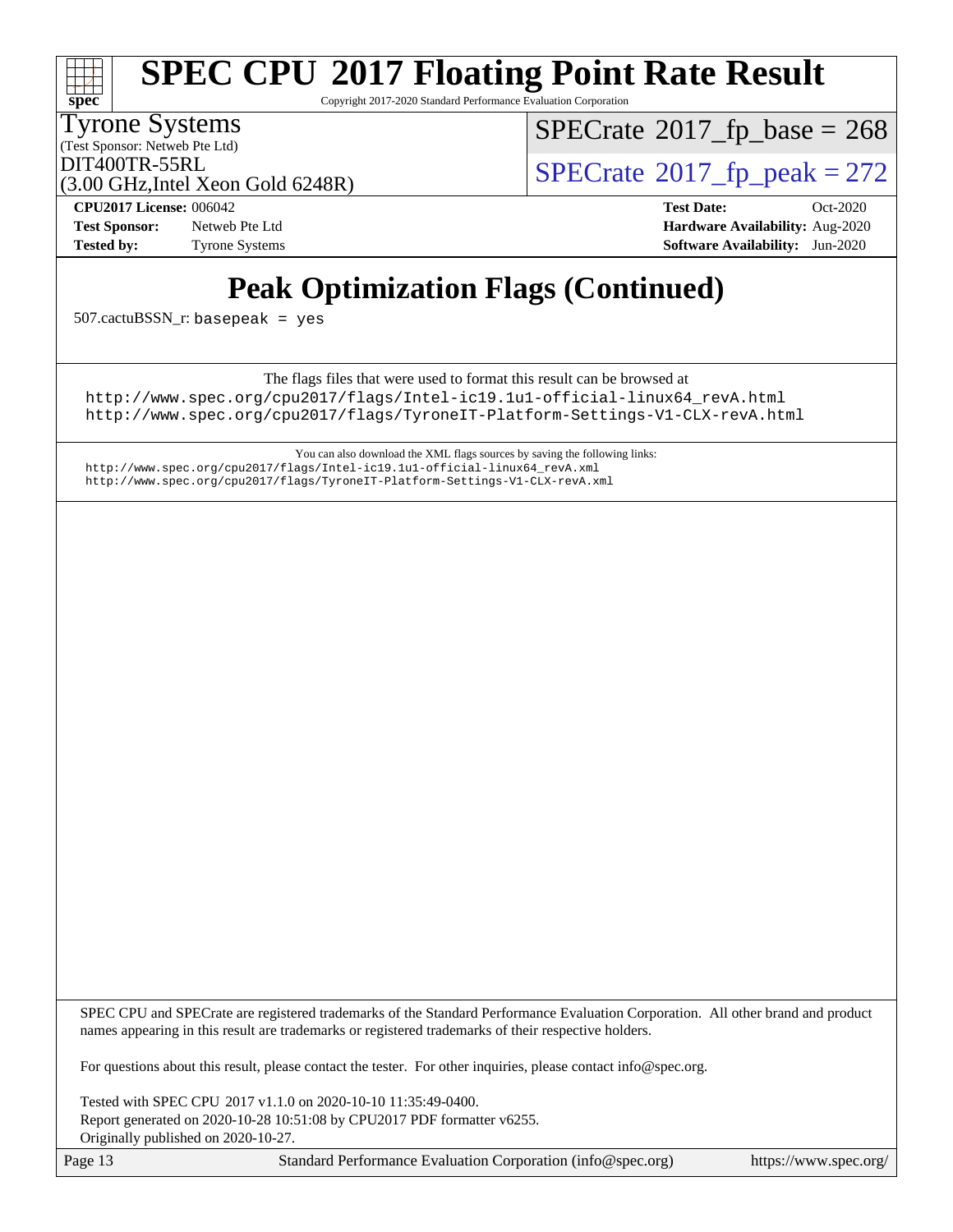# Peak Optimization Flags (Continued)

507.cactuBSSN_r: basepeak = yes

The flags files that were used to format this result can be browsed at
http://www.spec.org/cpu2017/flags/Intel-ic19.1u1-official-linux64_revA.html
http://www.spec.org/cpu2017/flags/TyroneIT-Platform-Settings-V1-CLX-revA.html

You can also download the XML flags sources by saving the following links:
http://www.spec.org/cpu2017/flags/Intel-ic19.1u1-official-linux64_revA.xml
http://www.spec.org/cpu2017/flags/TyroneIT-Platform-Settings-V1-CLX-revA.xml

SPEC CPU and SPECrate are registered trademarks of the Standard Performance Evaluation Corporation. All other brand and product names appearing in this result are trademarks or registered trademarks of their respective holders.

For questions about this result, please contact the tester. For other inquiries, please contact info@spec.org.

Tested with SPEC CPU 2017 v1.1.0 on 2020-10-10 11:35:49-0400.
Report generated on 2020-10-28 10:51:08 by CPU2017 PDF formatter v6255.
Originally published on 2020-10-27.